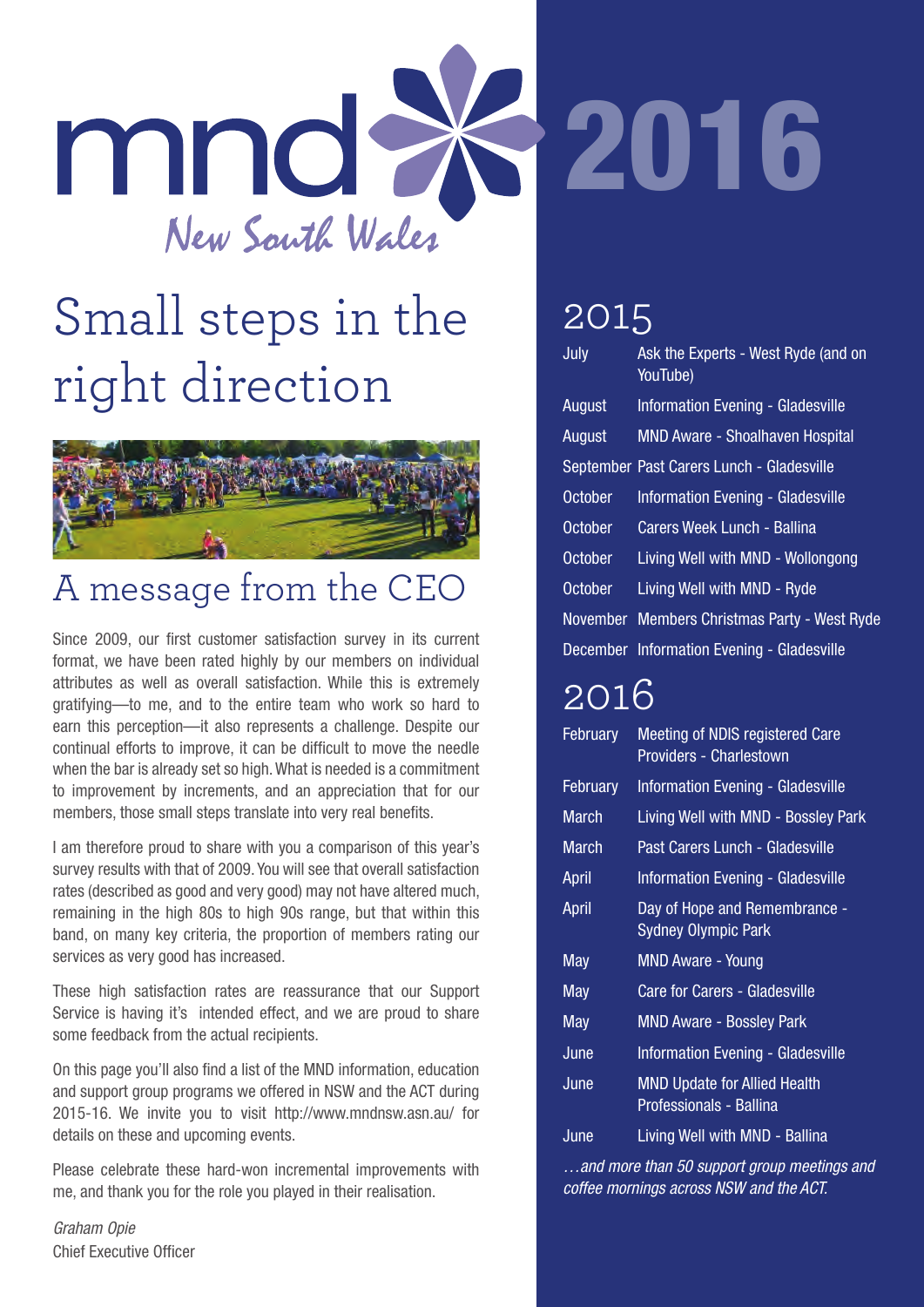mnd New South Wales

# 2016

# Small steps in the right direction

## A message from the CEO

Since 2009, our first customer satisfaction survey in its current format, we have been rated highly by our members on individual attributes as well as overall satisfaction. While this is extremely gratifying—to me, and to the entire team who work so hard to earn this perception—it also represents a challenge. Despite our continual efforts to improve, it can be difficult to move the needle when the bar is already set so high. What is needed is a commitment to improvement by increments, and an appreciation that for our members, those small steps translate into very real benefits.

I am therefore proud to share with you a comparison of this year's survey results with that of 2009. You will see that overall satisfaction rates (described as good and very good) may not have altered much, remaining in the high 80s to high 90s range, but that within this band, on many key criteria, the proportion of members rating our services as very good has increased.

These high satisfaction rates are reassurance that our Support Service is having it's  intended effect, and we are proud to share some feedback from the actual recipients.

On this page you'll also find a list of the MND information, education and support group programs we offered in NSW and the ACT during 2015-16. We invite you to visit http://www.mndnsw.asn.au/ for details on these and upcoming events.

Please celebrate these hard-won incremental improvements with me, and thank you for the role you played in their realisation.

*Graham Opie*
Chief Executive Officer

## 2015

| | |
|---|---|
| July | Ask the Experts - West Ryde (and on YouTube) |
| August | Information Evening - Gladesville |
| August | MND Aware - Shoalhaven Hospital |
| September | Past Carers Lunch - Gladesville |
| October | Information Evening - Gladesville |
| October | Carers Week Lunch - Ballina |
| October | Living Well with MND - Wollongong |
| October | Living Well with MND - Ryde |
| November | Members Christmas Party - West Ryde |
| December | Information Evening - Gladesville |

## 2016

| | |
|---|---|
| February | Meeting of NDIS registered Care Providers - Charlestown |
| February | Information Evening - Gladesville |
| March | Living Well with MND - Bossley Park |
| March | Past Carers Lunch - Gladesville |
| April | Information Evening - Gladesville |
| April | Day of Hope and Remembrance - Sydney Olympic Park |
| May | MND Aware - Young |
| May | Care for Carers - Gladesville |
| May | MND Aware - Bossley Park |
| June | Information Evening - Gladesville |
| June | MND Update for Allied Health Professionals - Ballina |
| June | Living Well with MND - Ballina |

*…and more than 50 support group meetings and coffee mornings across NSW and the ACT.*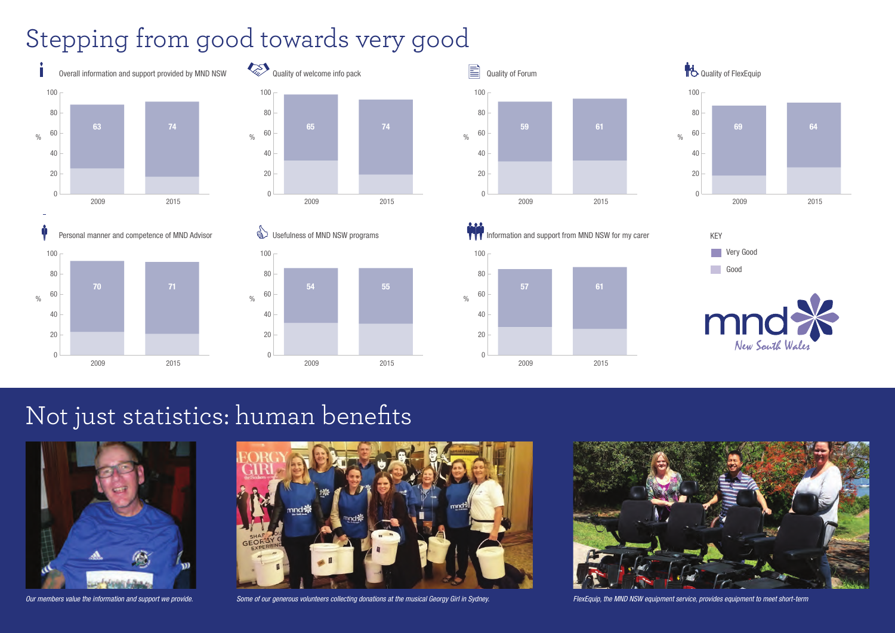# Stepping from good towards very good

Overall information and support provided by MND NSW

| | 2009 | 2015 |
|---|---|---|
| Very Good (%) | 63 | 74 |

Quality of welcome info pack

| | 2009 | 2015 |
|---|---|---|
| Very Good (%) | 65 | 74 |

Quality of Forum

| | 2009 | 2015 |
|---|---|---|
| Very Good (%) | 59 | 61 |

Quality of FlexEquip

| | 2009 | 2015 |
|---|---|---|
| Very Good (%) | 69 | 64 |

Personal manner and competence of MND Advisor

| | 2009 | 2015 |
|---|---|---|
| Very Good (%) | 70 | 71 |

Usefulness of MND NSW programs

| | 2009 | 2015 |
|---|---|---|
| Very Good (%) | 54 | 55 |

Information and support from MND NSW for my carer

| | 2009 | 2015 |
|---|---|---|
| Very Good (%) | 57 | 61 |

KEY

- Very Good
- Good

mnd New South Wales

# Not just statistics: human benefits

*Our members value the information and support we provide.*

*Some of our generous volunteers collecting donations at the musical Georgy Girl in Sydney.*

*FlexEquip, the MND NSW equipment service, provides equipment to meet short-term*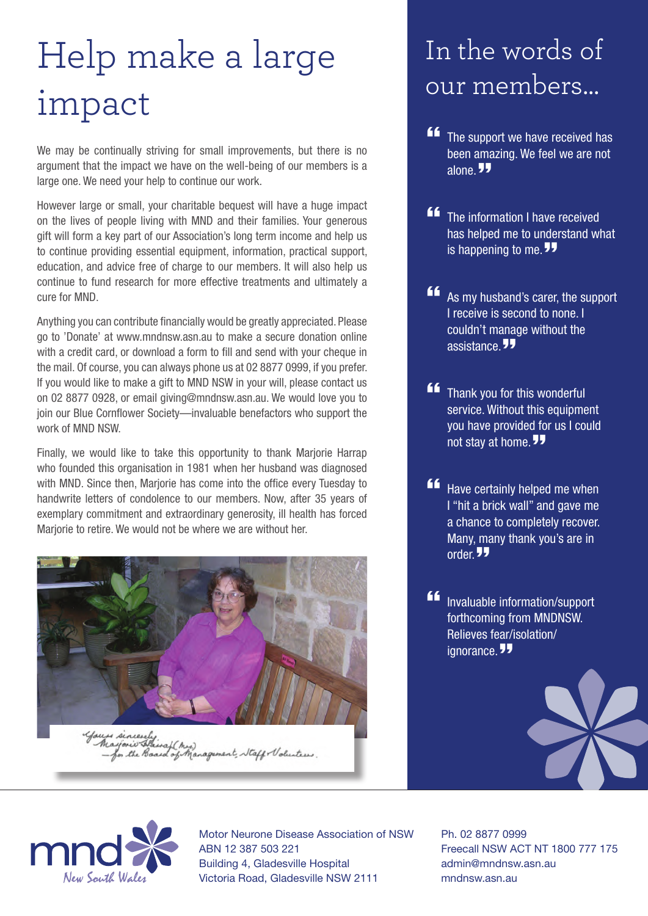# Help make a large impact

We may be continually striving for small improvements, but there is no argument that the impact we have on the well-being of our members is a large one. We need your help to continue our work.

However large or small, your charitable bequest will have a huge impact on the lives of people living with MND and their families. Your generous gift will form a key part of our Association's long term income and help us to continue providing essential equipment, information, practical support, education, and advice free of charge to our members. It will also help us continue to fund research for more effective treatments and ultimately a cure for MND.

Anything you can contribute financially would be greatly appreciated. Please go to 'Donate' at www.mndnsw.asn.au to make a secure donation online with a credit card, or download a form to fill and send with your cheque in the mail. Of course, you can always phone us at 02 8877 0999, if you prefer. If you would like to make a gift to MND NSW in your will, please contact us on 02 8877 0928, or email giving@mndnsw.asn.au. We would love you to join our Blue Cornflower Society—invaluable benefactors who support the work of MND NSW.

Finally, we would like to take this opportunity to thank Marjorie Harrap who founded this organisation in 1981 when her husband was diagnosed with MND. Since then, Marjorie has come into the office every Tuesday to handwrite letters of condolence to our members. Now, after 35 years of exemplary commitment and extraordinary generosity, ill health has forced Marjorie to retire. We would not be where we are without her.

Yours sincerely,
Marjorie Harrap (Mrs)
– for the Board of Management, Staff, Volunteers.

# In the words of our members...

"The support we have received has been amazing. We feel we are not alone."

"The information I have received has helped me to understand what is happening to me."

"As my husband's carer, the support I receive is second to none. I couldn't manage without the assistance."

"Thank you for this wonderful service. Without this equipment you have provided for us I could not stay at home."

"Have certainly helped me when I "hit a brick wall" and gave me a chance to completely recover. Many, many thank you's are in order."

"Invaluable information/support forthcoming from MNDNSW. Relieves fear/isolation/ignorance."

mnd New South Wales

Motor Neurone Disease Association of NSW
ABN 12 387 503 221
Building 4, Gladesville Hospital
Victoria Road, Gladesville NSW 2111

Ph. 02 8877 0999
Freecall NSW ACT NT 1800 777 175
admin@mndnsw.asn.au
mndnsw.asn.au